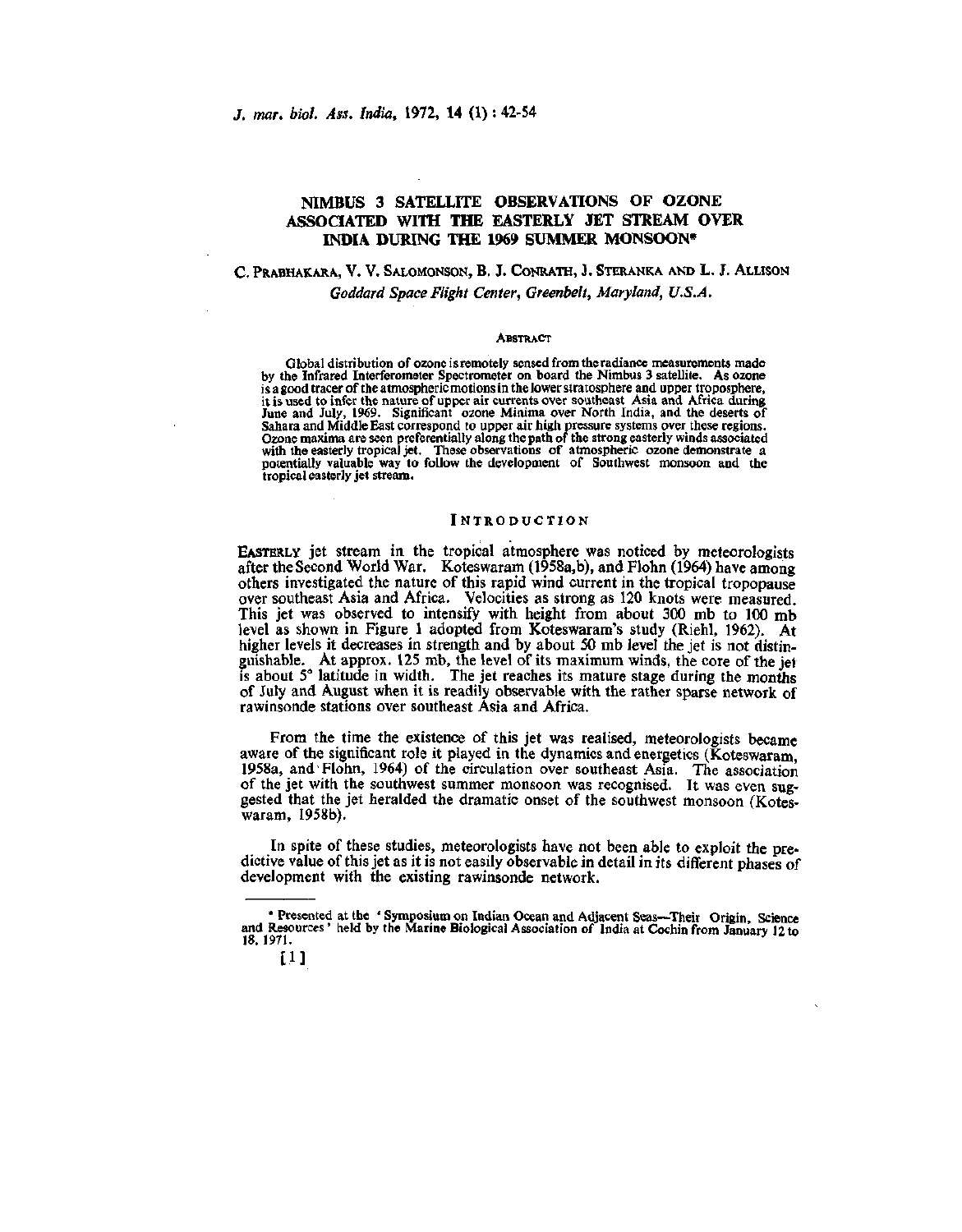# NIMBUS 3 SATELLITE OBSERVATIONS OF OZONE ASSOCIATED WITH THE EASTERLY JET STREAM OVER INDIA DURING THE 1969 SUMMER MONSOON*

C. PRABHAKARA, V. V. SALOMONSON, B. J. CONRATH, J. STERANKA AND L. J. ALLISON

*Goddard Space Flight Center, Greenbelt, Maryland, U.S.A.*

## ABSTRACT

Global distribution of ozone is remotely sensed from the radiance measurements made by the Infrared Interferometer Spectrometer on board the Nimbus 3 satellite. As ozone is a good tracer of the atmospheric motions in the lower stratosphere and upper troposphere, it is used to infer the nature of upper air currents over southeast Asia and Africa during June and July, 1969. Significant ozone Minima over North India, and the deserts of Sahara and Middle East correspond to upper air high pressure systems over these regions. Ozone maxima are seen preferentially along the path of the strong easterly winds associated with the easterly tropical jet. These observations of atmospheric ozone demonstrate a potentially valuable way to follow the development of Southwest monsoon and the tropical easterly jet stream.

## INTRODUCTION

EASTERLY jet stream in the tropical atmosphere was noticed by meteorologists after the Second World War. Koteswaram (1958a,b), and Flohn (1964) have among others investigated the nature of this rapid wind current in the tropical tropopause over southeast Asia and Africa. Velocities as strong as 120 knots were measured. This jet was observed to intensify with height from about 300 mb to 100 mb level as shown in Figure 1 adopted from Koteswaram's study (Riehl, 1962). At higher levels it decreases in strength and by about 50 mb level the jet is not distinguishable. At approx. 125 mb, the level of its maximum winds, the core of the jet is about 5° latitude in width. The jet reaches its mature stage during the months of July and August when it is readily observable with the rather sparse network of rawinsonde stations over southeast Asia and Africa.

From the time the existence of this jet was realised, meteorologists became aware of the significant role it played in the dynamics and energetics (Koteswaram, 1958a, and Flohn, 1964) of the circulation over southeast Asia. The association of the jet with the southwest summer monsoon was recognised. It was even suggested that the jet heralded the dramatic onset of the southwest monsoon (Koteswaram, 1958b).

In spite of these studies, meteorologists have not been able to exploit the predictive value of this jet as it is not easily observable in detail in its different phases of development with the existing rawinsonde network.

---

* Presented at the 'Symposium on Indian Ocean and Adjacent Seas—Their Origin, Science and Resources' held by the Marine Biological Association of India at Cochin from January 12 to 18, 1971.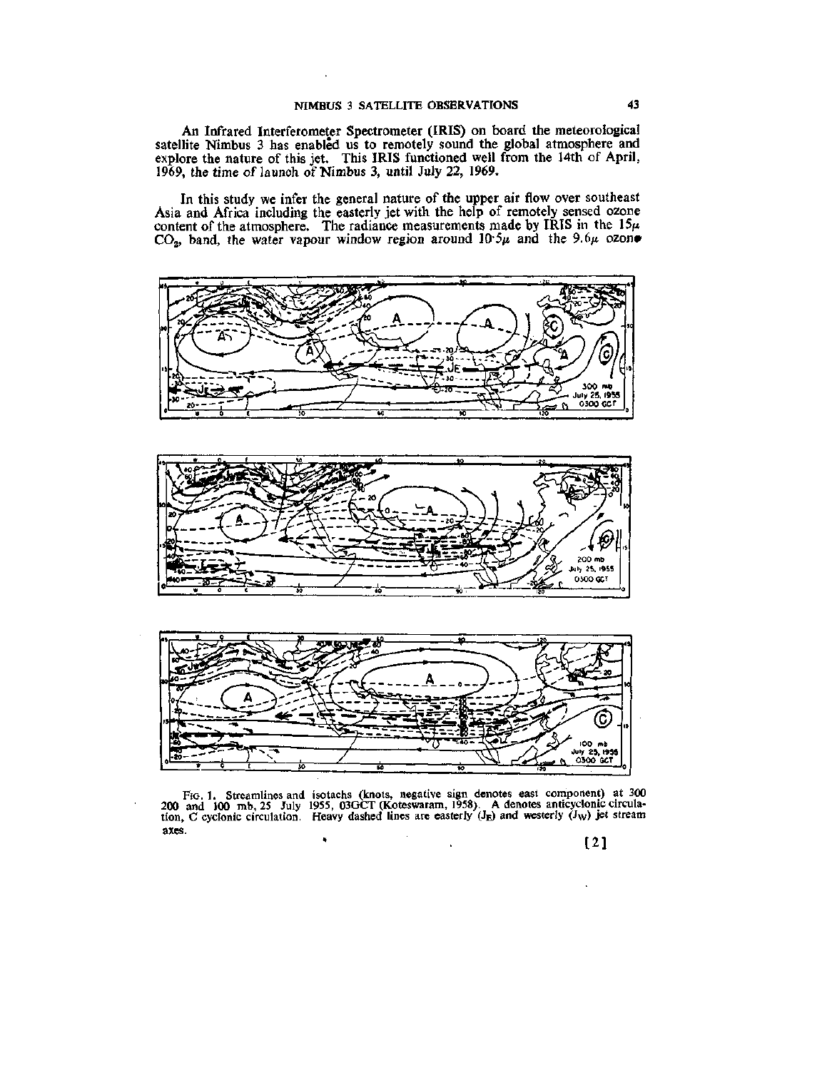An Infrared Interferometer Spectrometer (IRIS) on board the meteorological satellite Nimbus 3 has enabled us to remotely sound the global atmosphere and explore the nature of this jet. This IRIS functioned well from the 14th of April, 1969, the time of launch of Nimbus 3, until July 22, 1969.

In this study we infer the general nature of the upper air flow over southeast Asia and Africa including the easterly jet with the help of remotely sensed ozone content of the atmosphere. The radiance measurements made by IRIS in the 15$\mu$ $CO_2$, band, the water vapour window region around 10·5$\mu$ and the 9.6$\mu$ ozone

FIG. 1. Streamlines and isotachs (knots, negative sign denotes east component) at 300 200 and 100 mb, 25 July 1955, 03GCT (Koteswaram, 1958). A denotes anticyclonic circulation, C cyclonic circulation. Heavy dashed lines are easterly ($J_E$) and westerly ($J_W$) jet stream axes.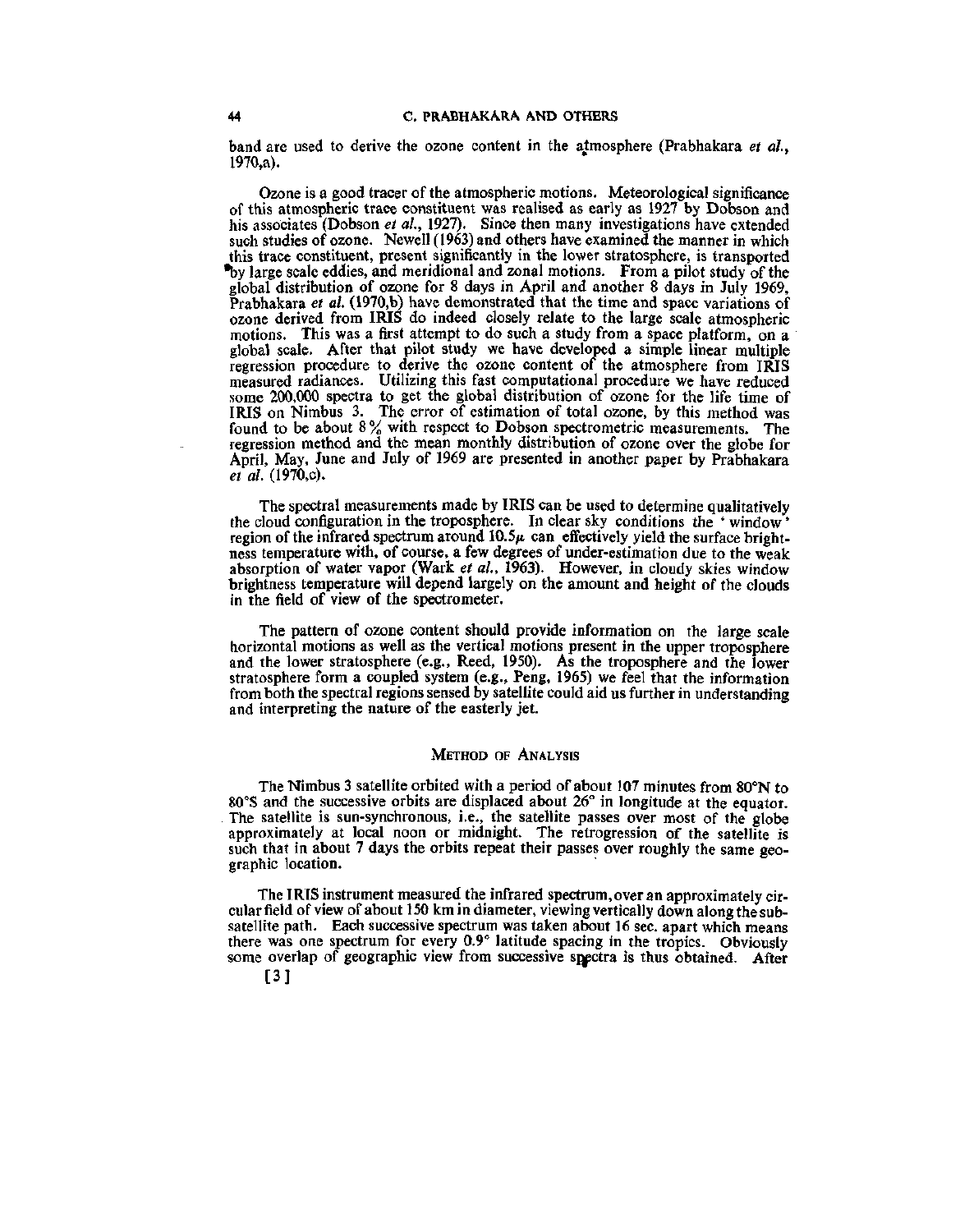band are used to derive the ozone content in the atmosphere (Prabhakara *et al.*, 1970,a).

Ozone is a good tracer of the atmospheric motions. Meteorological significance of this atmospheric trace constituent was realised as early as 1927 by Dobson and his associates (Dobson *et al.*, 1927). Since then many investigations have extended such studies of ozone. Newell (1963) and others have examined the manner in which this trace constituent, present significantly in the lower stratosphere, is transported by large scale eddies, and meridional and zonal motions. From a pilot study of the global distribution of ozone for 8 days in April and another 8 days in July 1969, Prabhakara *et al.* (1970,b) have demonstrated that the time and space variations of ozone derived from IRIS do indeed closely relate to the large scale atmospheric motions. This was a first attempt to do such a study from a space platform, on a global scale. After that pilot study we have developed a simple linear multiple regression procedure to derive the ozone content of the atmosphere from IRIS measured radiances. Utilizing this fast computational procedure we have reduced some 200,000 spectra to get the global distribution of ozone for the life time of IRIS on Nimbus 3. The error of estimation of total ozone, by this method was found to be about 8% with respect to Dobson spectrometric measurements. The regression method and the mean monthly distribution of ozone over the globe for April, May, June and July of 1969 are presented in another paper by Prabhakara *et al.* (1970,c).

The spectral measurements made by IRIS can be used to determine qualitatively the cloud configuration in the troposphere. In clear sky conditions the 'window' region of the infrared spectrum around $10.5\mu$ can effectively yield the surface brightness temperature with, of course, a few degrees of under-estimation due to the weak absorption of water vapor (Wark *et al.*, 1963). However, in cloudy skies window brightness temperature will depend largely on the amount and height of the clouds in the field of view of the spectrometer.

The pattern of ozone content should provide information on the large scale horizontal motions as well as the vertical motions present in the upper troposphere and the lower stratosphere (e.g., Reed, 1950). As the troposphere and the lower stratosphere form a coupled system (e.g., Peng, 1965) we feel that the information from both the spectral regions sensed by satellite could aid us further in understanding and interpreting the nature of the easterly jet.

## Method of Analysis

The Nimbus 3 satellite orbited with a period of about 107 minutes from 80°N to 80°S and the successive orbits are displaced about 26° in longitude at the equator. The satellite is sun-synchronous, i.e., the satellite passes over most of the globe approximately at local noon or midnight. The retrogression of the satellite is such that in about 7 days the orbits repeat their passes over roughly the same geographic location.

The IRIS instrument measured the infrared spectrum, over an approximately circular field of view of about 150 km in diameter, viewing vertically down along the subsatellite path. Each successive spectrum was taken about 16 sec. apart which means there was one spectrum for every 0.9° latitude spacing in the tropics. Obviously some overlap of geographic view from successive spectra is thus obtained. After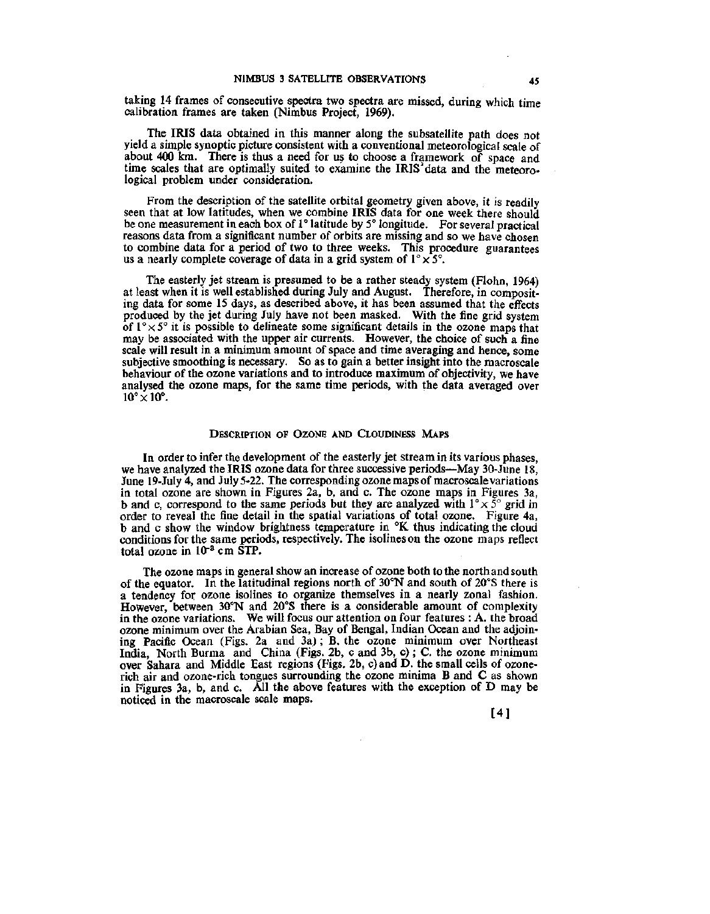taking 14 frames of consecutive spectra two spectra are missed, during which time calibration frames are taken (Nimbus Project, 1969).

The IRIS data obtained in this manner along the subsatellite path does not yield a simple synoptic picture consistent with a conventional meteorological scale of about 400 km. There is thus a need for us to choose a framework of space and time scales that are optimally suited to examine the IRIS data and the meteorological problem under consideration.

From the description of the satellite orbital geometry given above, it is readily seen that at low latitudes, when we combine IRIS data for one week there should be one measurement in each box of 1° latitude by 5° longitude. For several practical reasons data from a significant number of orbits are missing and so we have chosen to combine data for a period of two to three weeks. This procedure guarantees us a nearly complete coverage of data in a grid system of $1° \times 5°$.

The easterly jet stream is presumed to be a rather steady system (Flohn, 1964) at least when it is well established during July and August. Therefore, in compositing data for some 15 days, as described above, it has been assumed that the effects produced by the jet during July have not been masked. With the fine grid system of $1° \times 5°$ it is possible to delineate some significant details in the ozone maps that may be associated with the upper air currents. However, the choice of such a fine scale will result in a minimum amount of space and time averaging and hence, some subjective smoothing is necessary. So as to gain a better insight into the macroscale behaviour of the ozone variations and to introduce maximum of objectivity, we have analysed the ozone maps, for the same time periods, with the data averaged over $10° \times 10°$.

## Description of Ozone and Cloudiness Maps

In order to infer the development of the easterly jet stream in its various phases, we have analyzed the IRIS ozone data for three successive periods—May 30-June 18, June 19-July 4, and July 5-22. The corresponding ozone maps of macroscale variations in total ozone are shown in Figures 2a, b, and c. The ozone maps in Figures 3a, b and c, correspond to the same periods but they are analyzed with $1° \times 5°$ grid in order to reveal the fine detail in the spatial variations of total ozone. Figure 4a, b and c show the window brightness temperature in °K thus indicating the cloud conditions for the same periods, respectively. The isolines on the ozone maps reflect total ozone in $10^{-3}$ cm STP.

The ozone maps in general show an increase of ozone both to the north and south of the equator. In the latitudinal regions north of 30°N and south of 20°S there is a tendency for ozone isolines to organize themselves in a nearly zonal fashion. However, between 30°N and 20°S there is a considerable amount of complexity in the ozone variations. We will focus our attention on four features : A. the broad ozone minimum over the Arabian Sea, Bay of Bengal, Indian Ocean and the adjoining Pacific Ocean (Figs. 2a and 3a) ; B. the ozone minimum over Northeast India, North Burma and China (Figs. 2b, c and 3b, c) ; C. the ozone minimum over Sahara and Middle East regions (Figs. 2b, c) and D. the small cells of ozone-rich air and ozone-rich tongues surrounding the ozone minima B and C as shown in Figures 3a, b, and c. All the above features with the exception of D may be noticed in the macroscale scale maps.

[4]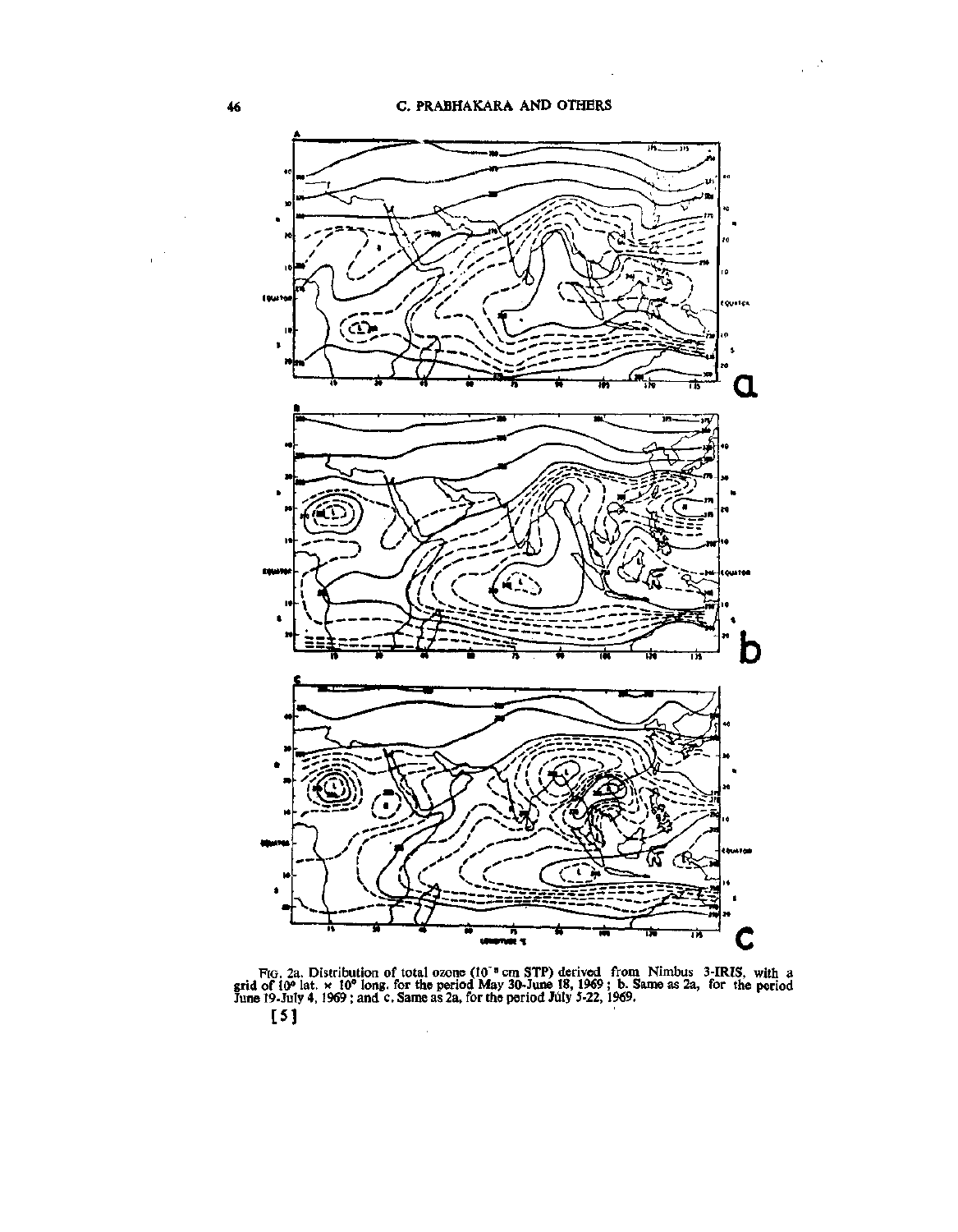FIG. 2a. Distribution of total ozone ($10^{-3}$ cm STP) derived from Nimbus 3-IRIS, with a grid of 10° lat. × 10° long. for the period May 30-June 18, 1969; b. Same as 2a, for the period June 19-July 4, 1969; and c. Same as 2a, for the period July 5-22, 1969.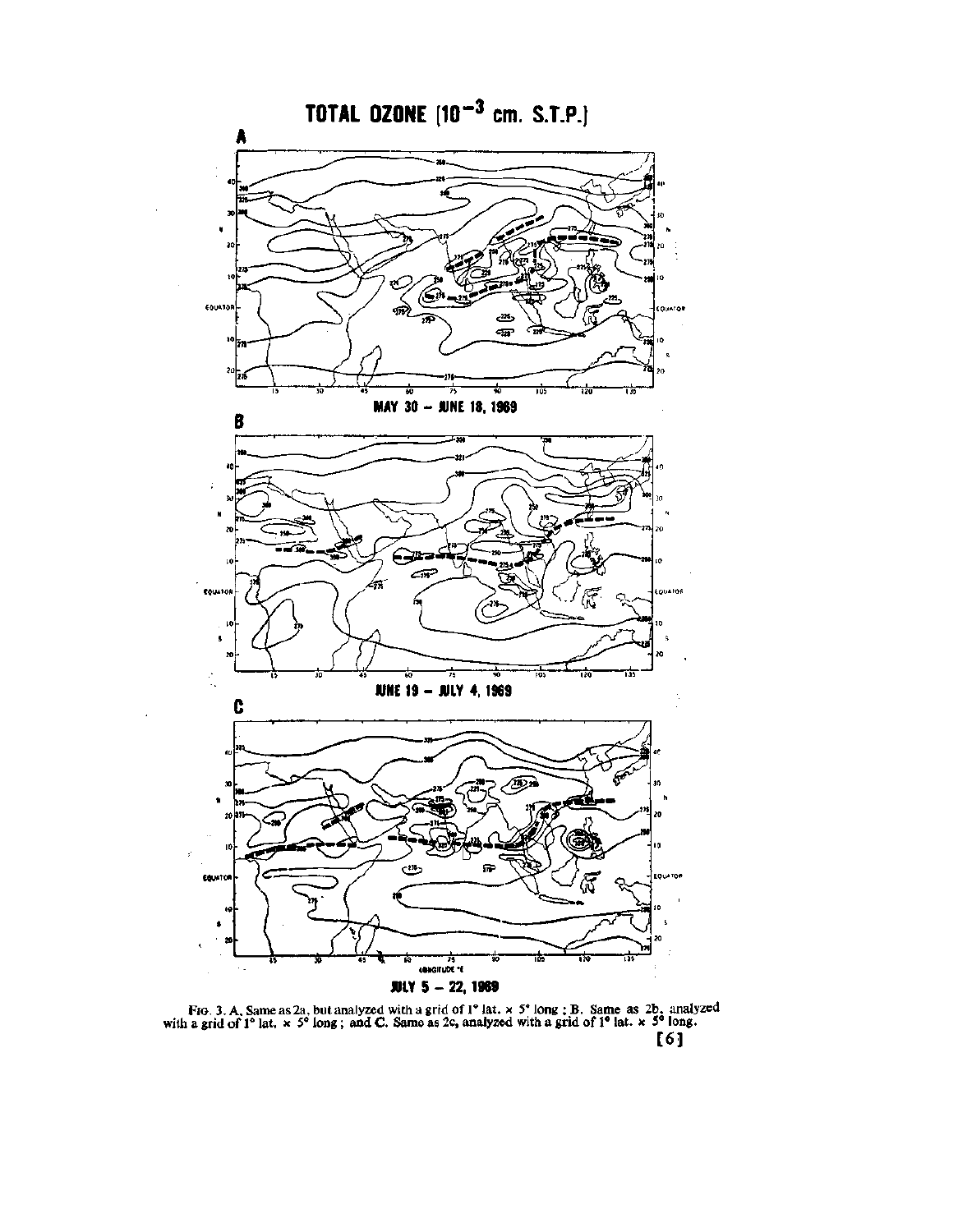TOTAL OZONE ($10^{-3}$ cm. S.T.P.)

**A**

MAY 30 – JUNE 18, 1969

**B**

JUNE 19 – JULY 4, 1969

**C**

JULY 5 – 22, 1969

FIG. 3. A. Same as 2a, but analyzed with a grid of 1° lat. × 5° long ; B. Same as 2b, analyzed with a grid of 1° lat. × 5° long ; and C. Same as 2c, analyzed with a grid of 1° lat. × 5° long.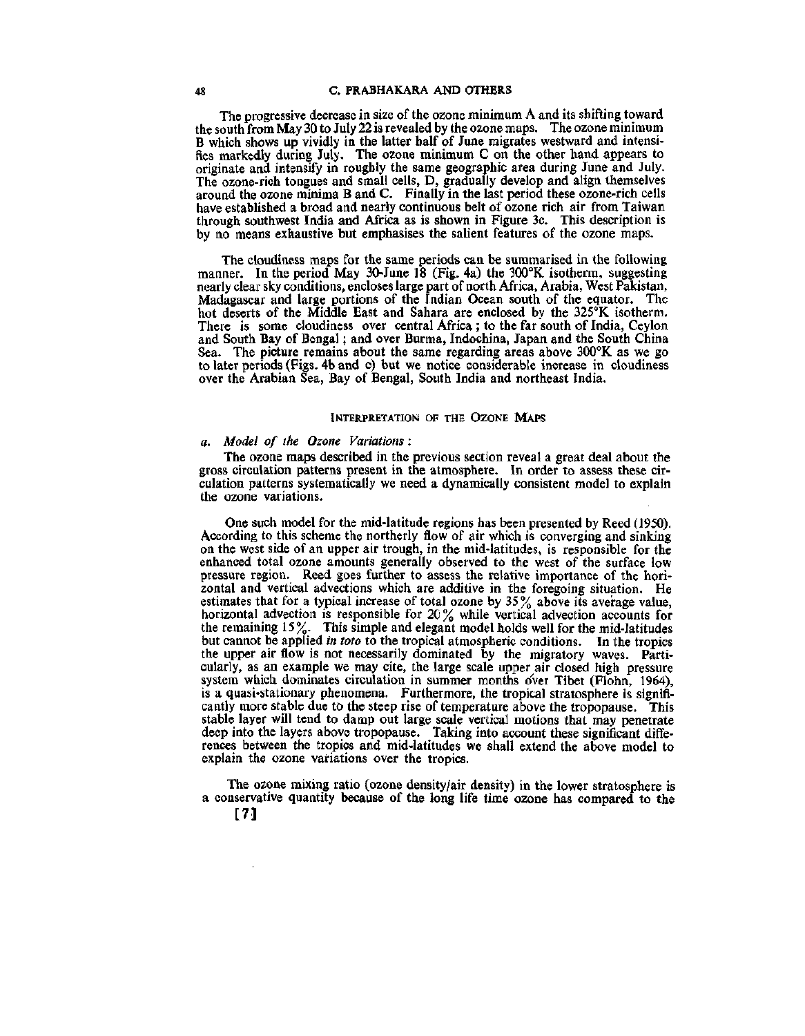The progressive decrease in size of the ozone minimum A and its shifting toward the south from May 30 to July 22 is revealed by the ozone maps. The ozone minimum B which shows up vividly in the latter half of June migrates westward and intensifies markedly during July. The ozone minimum C on the other hand appears to originate and intensify in roughly the same geographic area during June and July. The ozone-rich tongues and small cells, D, gradually develop and align themselves around the ozone minima B and C. Finally in the last period these ozone-rich cells have established a broad and nearly continuous belt of ozone rich air from Taiwan through southwest India and Africa as is shown in Figure 3c. This description is by no means exhaustive but emphasises the salient features of the ozone maps.

The cloudiness maps for the same periods can be summarised in the following manner. In the period May 30-June 18 (Fig. 4a) the 300°K isotherm, suggesting nearly clear sky conditions, encloses large part of north Africa, Arabia, West Pakistan, Madagascar and large portions of the Indian Ocean south of the equator. The hot deserts of the Middle East and Sahara are enclosed by the 325°K isotherm. There is some cloudiness over central Africa; to the far south of India, Ceylon and South Bay of Bengal; and over Burma, Indochina, Japan and the South China Sea. The picture remains about the same regarding areas above 300°K as we go to later periods (Figs. 4b and c) but we notice considerable increase in cloudiness over the Arabian Sea, Bay of Bengal, South India and northeast India.

## Interpretation of the Ozone Maps

### a. *Model of the Ozone Variations*:

The ozone maps described in the previous section reveal a great deal about the gross circulation patterns present in the atmosphere. In order to assess these circulation patterns systematically we need a dynamically consistent model to explain the ozone variations.

One such model for the mid-latitude regions has been presented by Reed (1950). According to this scheme the northerly flow of air which is converging and sinking on the west side of an upper air trough, in the mid-latitudes, is responsible for the enhanced total ozone amounts generally observed to the west of the surface low pressure region. Reed goes further to assess the relative importance of the horizontal and vertical advections which are additive in the foregoing situation. He estimates that for a typical increase of total ozone by 35% above its average value, horizontal advection is responsible for 20% while vertical advection accounts for the remaining 15%. This simple and elegant model holds well for the mid-latitudes but cannot be applied *in toto* to the tropical atmospheric conditions. In the tropics the upper air flow is not necessarily dominated by the migratory waves. Particularly, as an example we may cite, the large scale upper air closed high pressure system which dominates circulation in summer months over Tibet (Flohn, 1964), is a quasi-stationary phenomena. Furthermore, the tropical stratosphere is significantly more stable due to the steep rise of temperature above the tropopause. This stable layer will tend to damp out large scale vertical motions that may penetrate deep into the layers above tropopause. Taking into account these significant differences between the tropics and mid-latitudes we shall extend the above model to explain the ozone variations over the tropics.

The ozone mixing ratio (ozone density/air density) in the lower stratosphere is a conservative quantity because of the long life time ozone has compared to the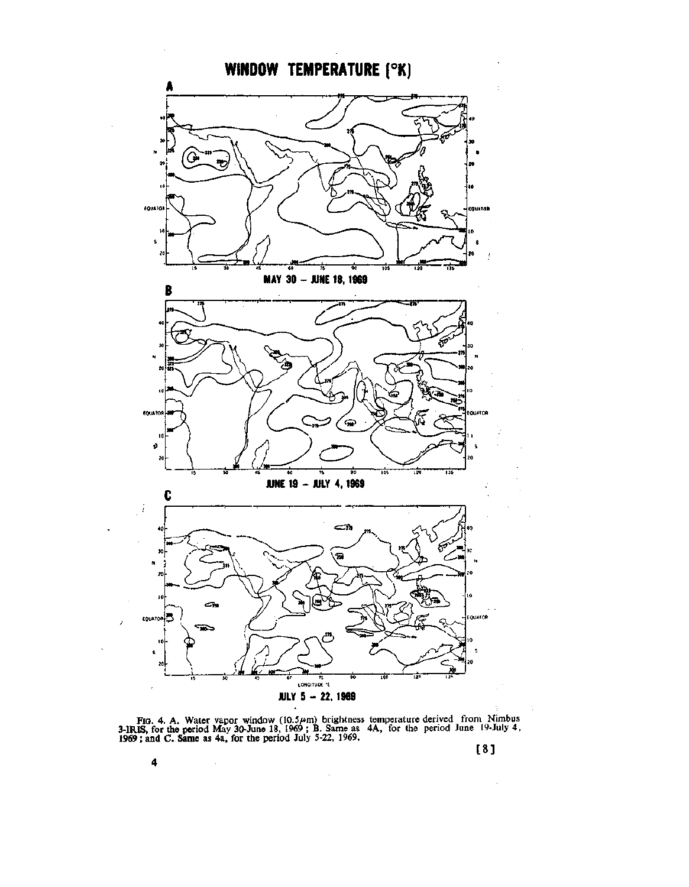**WINDOW TEMPERATURE (°K)**

**A**

MAY 30 – JUNE 18, 1969

**B**

JUNE 19 – JULY 4, 1969

**C**

JULY 5 – 22, 1969

Fig. 4. A. Water vapor window (10.5$\mu$m) brightness temperature derived from Nimbus 3-IRIS, for the period May 30-June 18, 1969; B. Same as 4A, for the period June 19-July 4, 1969; and C. Same as 4a, for the period July 5-22, 1969.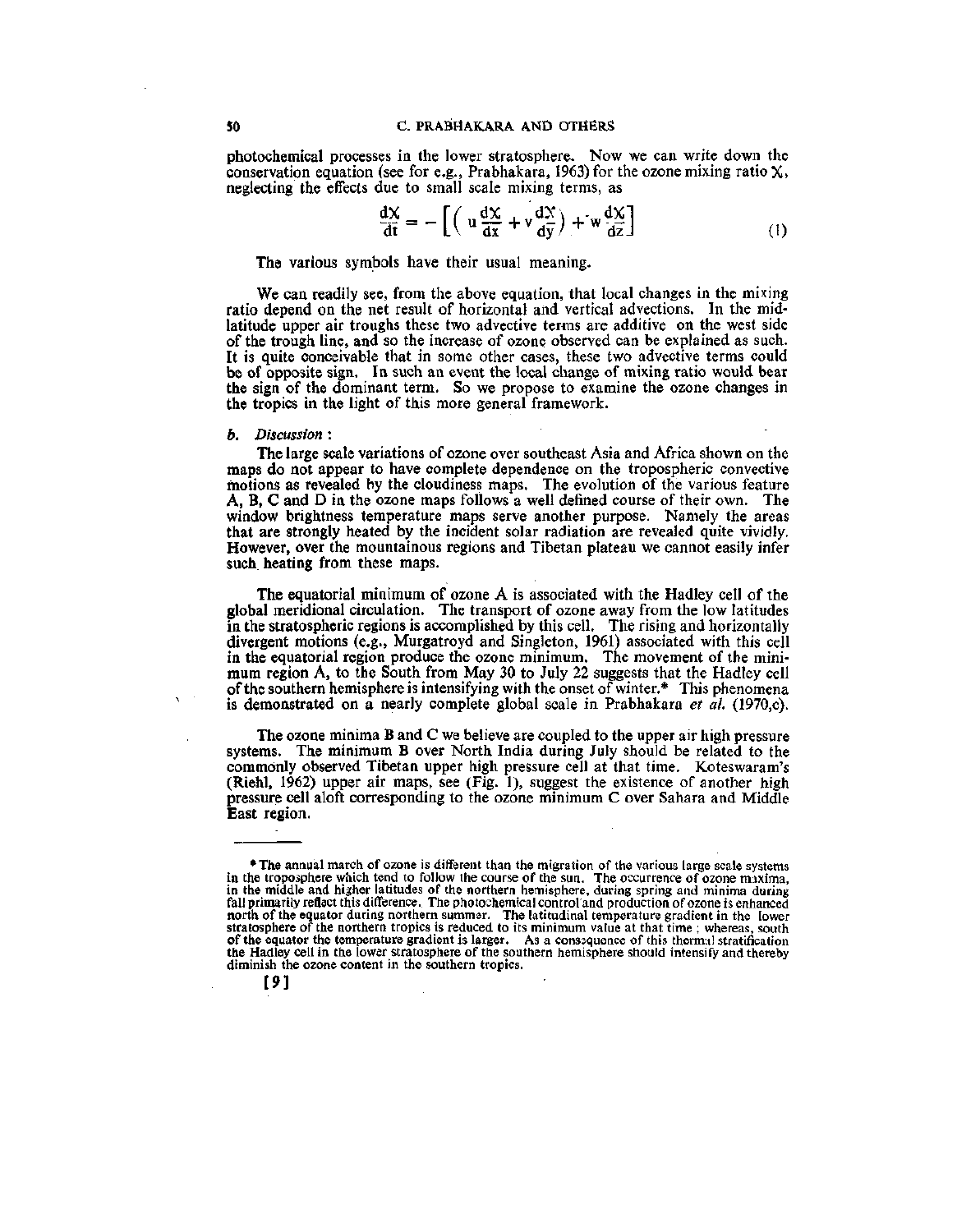photochemical processes in the lower stratosphere. Now we can write down the conservation equation (see for e.g., Prabhakara, 1963) for the ozone mixing ratio $\chi$, neglecting the effects due to small scale mixing terms, as

$$\frac{d\chi}{dt} = - \left[ \left( u \frac{d\chi}{dx} + v \frac{d\chi}{dy} \right) + w \frac{d\chi}{dz} \right] \tag{1}$$

The various symbols have their usual meaning.

We can readily see, from the above equation, that local changes in the mixing ratio depend on the net result of horizontal and vertical advections. In the mid-latitude upper air troughs these two advective terms are additive on the west side of the trough line, and so the increase of ozone observed can be explained as such. It is quite conceivable that in some other cases, these two advective terms could be of opposite sign. In such an event the local change of mixing ratio would bear the sign of the dominant term. So we propose to examine the ozone changes in the tropics in the light of this more general framework.

*b. Discussion* :

The large scale variations of ozone over southeast Asia and Africa shown on the maps do not appear to have complete dependence on the tropospheric convective motions as revealed by the cloudiness maps. The evolution of the various feature A, B, C and D in the ozone maps follows a well defined course of their own. The window brightness temperature maps serve another purpose. Namely the areas that are strongly heated by the incident solar radiation are revealed quite vividly. However, over the mountainous regions and Tibetan plateau we cannot easily infer such heating from these maps.

The equatorial minimum of ozone A is associated with the Hadley cell of the global meridional circulation. The transport of ozone away from the low latitudes in the stratospheric regions is accomplished by this cell. The rising and horizontally divergent motions (e.g., Murgatroyd and Singleton, 1961) associated with this cell in the equatorial region produce the ozone minimum. The movement of the minimum region A, to the South from May 30 to July 22 suggests that the Hadley cell of the southern hemisphere is intensifying with the onset of winter.* This phenomena is demonstrated on a nearly complete global scale in Prabhakara *et al.* (1970,c).

The ozone minima B and C we believe are coupled to the upper air high pressure systems. The minimum B over North India during July should be related to the commonly observed Tibetan upper high pressure cell at that time. Koteswaram's (Riehl, 1962) upper air maps, see (Fig. 1), suggest the existence of another high pressure cell aloft corresponding to the ozone minimum C over Sahara and Middle East region.

---

* The annual march of ozone is different than the migration of the various large scale systems in the troposphere which tend to follow the course of the sun. The occurrence of ozone maxima, in the middle and higher latitudes of the northern hemisphere, during spring and minima during fall primarily reflect this difference. The photochemical control and production of ozone is enhanced north of the equator during northern summer. The latitudinal temperature gradient in the lower stratosphere of the northern tropics is reduced to its minimum value at that time; whereas, south of the equator the temperature gradient is larger. As a consequence of this thermal stratification the Hadley cell in the lower stratosphere of the southern hemisphere should intensify and thereby diminish the ozone content in the southern tropics.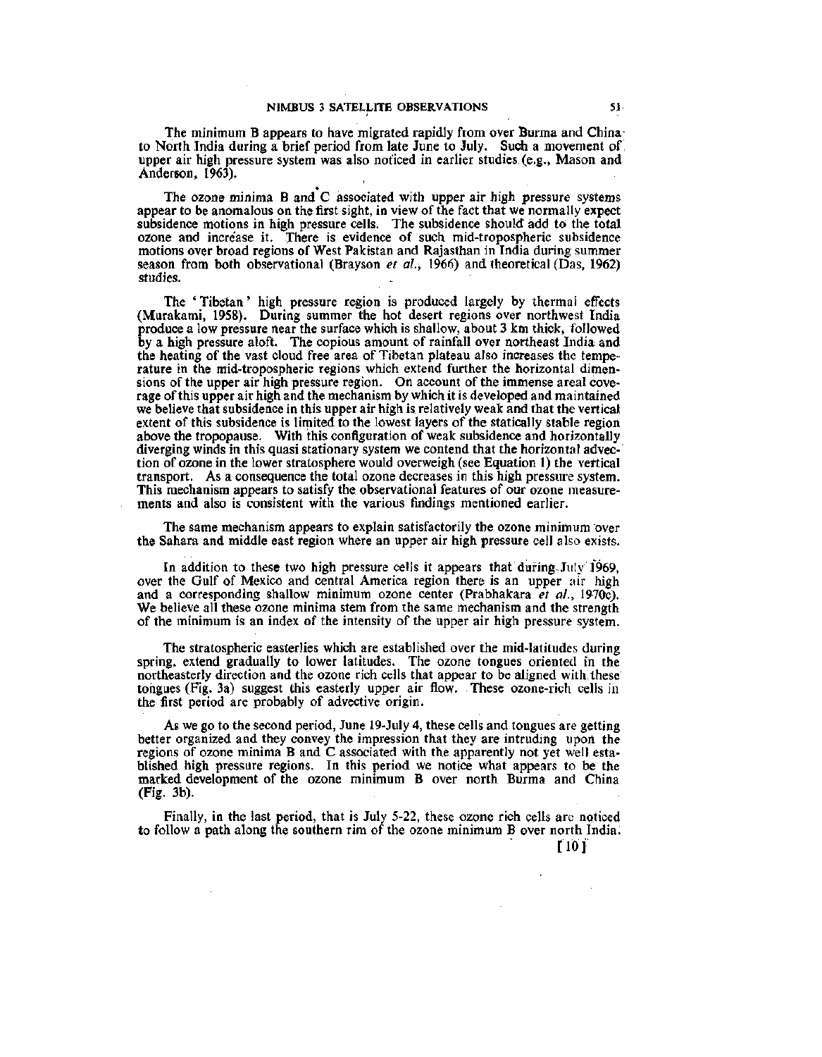The minimum B appears to have migrated rapidly from over Burma and China to North India during a brief period from late June to July. Such a movement of upper air high pressure system was also noticed in earlier studies (e.g., Mason and Anderson, 1963).

The ozone minima B and C associated with upper air high pressure systems appear to be anomalous on the first sight, in view of the fact that we normally expect subsidence motions in high pressure cells. The subsidence should add to the total ozone and increase it. There is evidence of such mid-tropospheric subsidence motions over broad regions of West Pakistan and Rajasthan in India during summer season from both observational (Brayson *et al.*, 1966) and theoretical (Das, 1962) studies.

The 'Tibetan' high pressure region is produced largely by thermal effects (Murakami, 1958). During summer the hot desert regions over northwest India produce a low pressure near the surface which is shallow, about 3 km thick, followed by a high pressure aloft. The copious amount of rainfall over northeast India and the heating of the vast cloud free area of Tibetan plateau also increases the temperature in the mid-tropospheric regions which extend further the horizontal dimensions of the upper air high pressure region. On account of the immense areal coverage of this upper air high and the mechanism by which it is developed and maintained we believe that subsidence in this upper air high is relatively weak and that the vertical extent of this subsidence is limited to the lowest layers of the statically stable region above the tropopause. With this configuration of weak subsidence and horizontally diverging winds in this quasi stationary system we contend that the horizontal advection of ozone in the lower stratosphere would overweigh (see Equation 1) the vertical transport. As a consequence the total ozone decreases in this high pressure system. This mechanism appears to satisfy the observational features of our ozone measurements and also is consistent with the various findings mentioned earlier.

The same mechanism appears to explain satisfactorily the ozone minimum over the Sahara and middle east region where an upper air high pressure cell also exists.

In addition to these two high pressure cells it appears that during July 1969, over the Gulf of Mexico and central America region there is an upper air high and a corresponding shallow minimum ozone center (Prabhakara *et al.*, 1970c). We believe all these ozone minima stem from the same mechanism and the strength of the minimum is an index of the intensity of the upper air high pressure system.

The stratospheric easterlies which are established over the mid-latitudes during spring, extend gradually to lower latitudes. The ozone tongues oriented in the northeasterly direction and the ozone rich cells that appear to be aligned with these tongues (Fig. 3a) suggest this easterly upper air flow. These ozone-rich cells in the first period are probably of advective origin.

As we go to the second period, June 19-July 4, these cells and tongues are getting better organized and they convey the impression that they are intruding upon the regions of ozone minima B and C associated with the apparently not yet well established high pressure regions. In this period we notice what appears to be the marked development of the ozone minimum B over north Burma and China (Fig. 3b).

Finally, in the last period, that is July 5-22, these ozone rich cells are noticed to follow a path along the southern rim of the ozone minimum B over north India.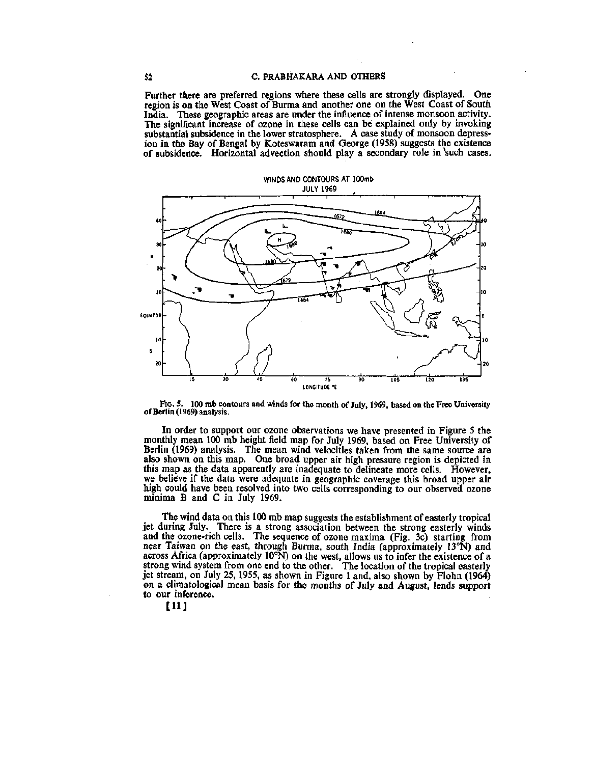Further there are preferred regions where these cells are strongly displayed. One region is on the West Coast of Burma and another one on the West Coast of South India. These geographic areas are under the influence of intense monsoon activity. The significant increase of ozone in these cells can be explained only by invoking substantial subsidence in the lower stratosphere. A case study of monsoon depression in the Bay of Bengal by Koteswaram and George (1958) suggests the existence of subsidence. Horizontal advection should play a secondary role in such cases.

FIG. 5. 100 mb contours and winds for the month of July, 1969, based on the Free University of Berlin (1969) analysis.

In order to support our ozone observations we have presented in Figure 5 the monthly mean 100 mb height field map for July 1969, based on Free University of Berlin (1969) analysis. The mean wind velocities taken from the same source are also shown on this map. One broad upper air high pressure region is depicted in this map as the data apparently are inadequate to delineate more cells. However, we believe if the data were adequate in geographic coverage this broad upper air high could have been resolved into two cells corresponding to our observed ozone minima B and C in July 1969.

The wind data on this 100 mb map suggests the establishment of easterly tropical jet during July. There is a strong association between the strong easterly winds and the ozone-rich cells. The sequence of ozone maxima (Fig. 3c) starting from near Taiwan on the east, through Burma, south India (approximately 13°N) and across Africa (approximately 10°N) on the west, allows us to infer the existence of a strong wind system from one end to the other. The location of the tropical easterly jet stream, on July 25, 1955, as shown in Figure 1 and, also shown by Flohn (1964) on a climatological mean basis for the months of July and August, lends support to our inference.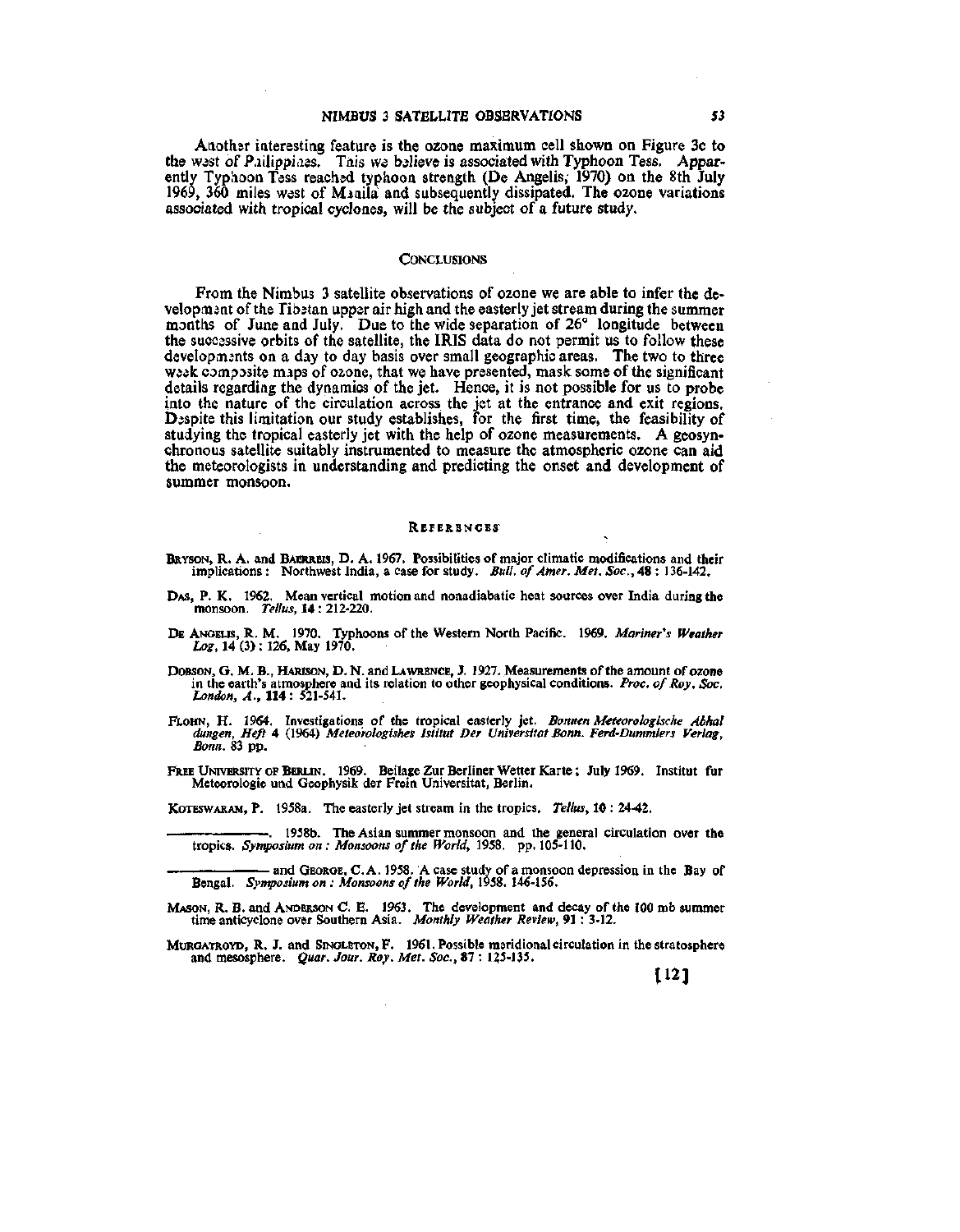Another interesting feature is the ozone maximum cell shown on Figure 3c to the west of Philippines. This we believe is associated with Typhoon Tess. Apparently Typhoon Tess reached typhoon strength (De Angelis, 1970) on the 8th July 1969, 360 miles west of Manila and subsequently dissipated. The ozone variations associated with tropical cyclones, will be the subject of a future study.

## CONCLUSIONS

From the Nimbus 3 satellite observations of ozone we are able to infer the development of the Tibetan upper air high and the easterly jet stream during the summer months of June and July. Due to the wide separation of 26° longitude between the successive orbits of the satellite, the IRIS data do not permit us to follow these developments on a day to day basis over small geographic areas. The two to three week composite maps of ozone, that we have presented, mask some of the significant details regarding the dynamics of the jet. Hence, it is not possible for us to probe into the nature of the circulation across the jet at the entrance and exit regions. Despite this limitation our study establishes, for the first time, the feasibility of studying the tropical easterly jet with the help of ozone measurements. A geosynchronous satellite suitably instrumented to measure the atmospheric ozone can aid the meteorologists in understanding and predicting the onset and development of summer monsoon.

## REFERENCES

BRYSON, R. A. and BAERREIS, D. A. 1967. Possibilities of major climatic modifications and their implications: Northwest India, a case for study. *Bull. of Amer. Met. Soc.*, **48**: 136-142.

DAS, P. K. 1962. Mean vertical motion and nonadiabatic heat sources over India during the monsoon. *Tellus*, **14**: 212-220.

DE ANGELIS, R. M. 1970. Typhoons of the Western North Pacific. 1969. *Mariner's Weather Log*, 14 (3): 126, May 1970.

DOBSON, G. M. B., HARISON, D. N. and LAWRENCE, J. 1927. Measurements of the amount of ozone in the earth's atmosphere and its relation to other geophysical conditions. *Proc. of Roy. Soc. London, A.*, **114**: 521-541.

FLOHN, H. 1964. Investigations of the tropical easterly jet. *Bonnen Meteorologische Abhal dungen, Heft* 4 (1964) *Meteorologishes Istitut Der Universitat Bonn. Ferd-Dummlers Verlag, Bonn.* 83 pp.

FREE UNIVERSITY OF BERLIN. 1969. Beilage Zur Berliner Wetter Karte; July 1969. Institut fur Meteorologie und Geophysik der Frein Universitat, Berlin.

KOTESWARAM, P. 1958a. The easterly jet stream in the tropics. *Tellus*, **10**: 24-42.

———. 1958b. The Asian summer monsoon and the general circulation over the tropics. *Symposium on: Monsoons of the World*, 1958. pp. 105-110.

——— and GEORGE, C. A. 1958. A case study of a monsoon depression in the Bay of Bengal. *Symposium on: Monsoons of the World*, 1958. 146-156.

MASON, R. B. and ANDERSON C. E. 1963. The development and decay of the 100 mb summer time anticyclone over Southern Asia. *Monthly Weather Review*, **91**: 3-12.

MURGATROYD, R. J. and SINGLETON, F. 1961. Possible meridional circulation in the stratosphere and mesosphere. *Quar. Jour. Roy. Met. Soc.*, **87**: 125-135.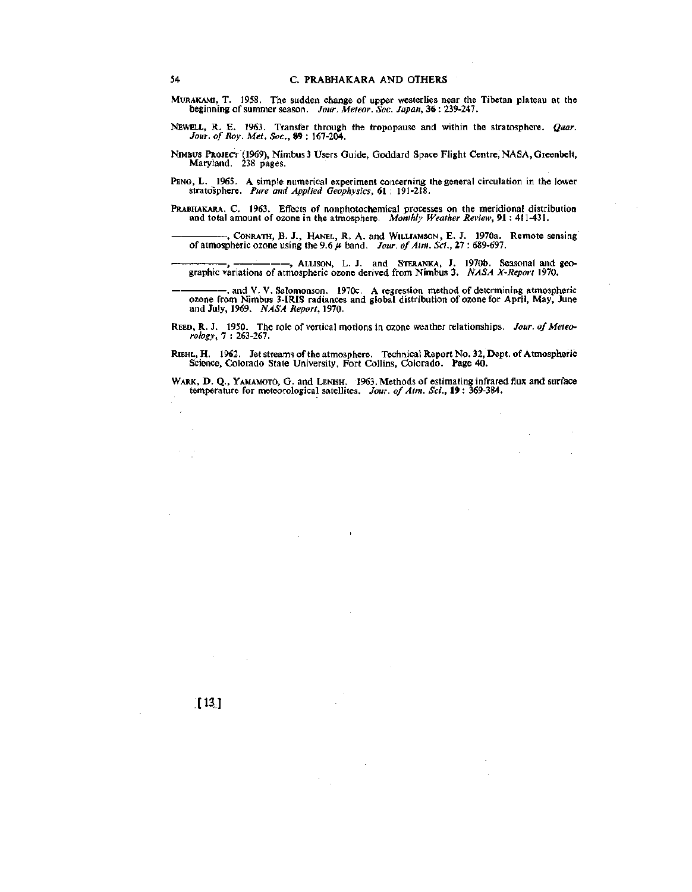MURAKAMI, T. 1958. The sudden change of upper westerlies near the Tibetan plateau at the beginning of summer season. *Jour. Meteor. Soc. Japan*, **36** : 239-247.

NEWELL, R. E. 1963. Transfer through the tropopause and within the stratosphere. *Quar. Jour. of Roy. Met. Soc.*, **89** : 167-204.

NIMBUS PROJECT (1969), Nimbus 3 Users Guide, Goddard Space Flight Centre, NASA, Greenbelt, Maryland. 238 pages.

PENG, L. 1965. A simple numerical experiment concerning the general circulation in the lower stratosphere. *Pure and Applied Geophysics*, **61** : 191-218.

PRABHAKARA, C. 1963. Effects of nonphotochemical processes on the meridional distribution and total amount of ozone in the atmosphere. *Monthly Weather Review*, **91** : 411-431.

————, CONRATH, B. J., HANEL, R. A. and WILLIAMSON, E. J. 1970a. Remote sensing of atmospheric ozone using the 9.6 $\mu$ band. *Jour. of Atm. Sci.*, **27** : 689-697.

————, ————, ALLISON, L. J. and STERANKA, J. 1970b. Seasonal and geographic variations of atmospheric ozone derived from Nimbus 3. *NASA X-Report* 1970.

————. and V. V. Salomonson. 1970c. A regression method of determining atmospheric ozone from Nimbus 3-IRIS radiances and global distribution of ozone for April, May, June and July, 1969. *NASA Report*, 1970.

REED, R. J. 1950. The role of vertical motions in ozone weather relationships. *Jour. of Meteorology*, **7** : 263-267.

RIEHL, H. 1962. Jet streams of the atmosphere. Technical Report No. 32, Dept. of Atmospheric Science, Colorado State University, Fort Collins, Colorado. Page 40.

WARK, D. Q., YAMAMOTO, G. and LENISH. 1963. Methods of estimating infrared flux and surface temperature for meteorological satellites. *Jour. of Atm. Sci.*, **19** : 369-384.